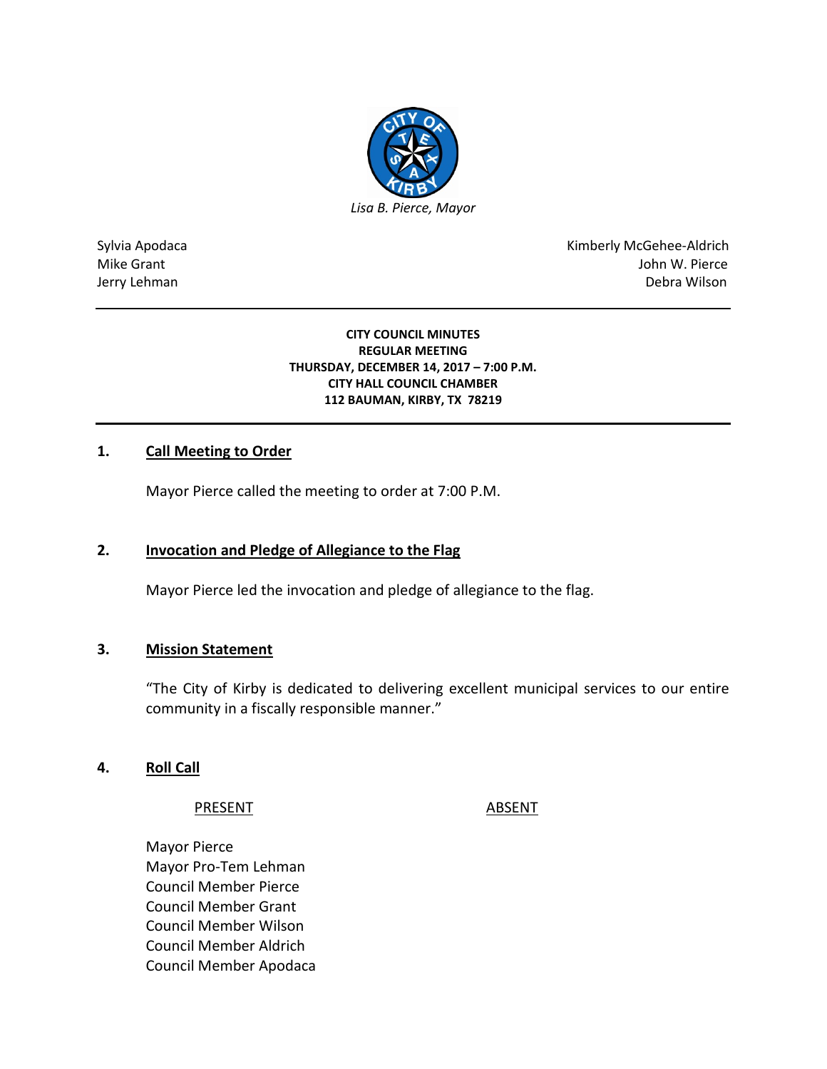*Lisa B. Pierce, Mayor*

Sylvia Apodaca
Mike Grant
Jerry Lehman

Kimberly McGehee-Aldrich
John W. Pierce
Debra Wilson

**CITY COUNCIL MINUTES**
**REGULAR MEETING**
**THURSDAY, DECEMBER 14, 2017 – 7:00 P.M.**
**CITY HALL COUNCIL CHAMBER**
**112 BAUMAN, KIRBY, TX 78219**

## 1. Call Meeting to Order

Mayor Pierce called the meeting to order at 7:00 P.M.

## 2. Invocation and Pledge of Allegiance to the Flag

Mayor Pierce led the invocation and pledge of allegiance to the flag.

## 3. Mission Statement

"The City of Kirby is dedicated to delivering excellent municipal services to our entire community in a fiscally responsible manner."

## 4. Roll Call

| PRESENT | ABSENT |
|---|---|
| Mayor Pierce | |
| Mayor Pro-Tem Lehman | |
| Council Member Pierce | |
| Council Member Grant | |
| Council Member Wilson | |
| Council Member Aldrich | |
| Council Member Apodaca | |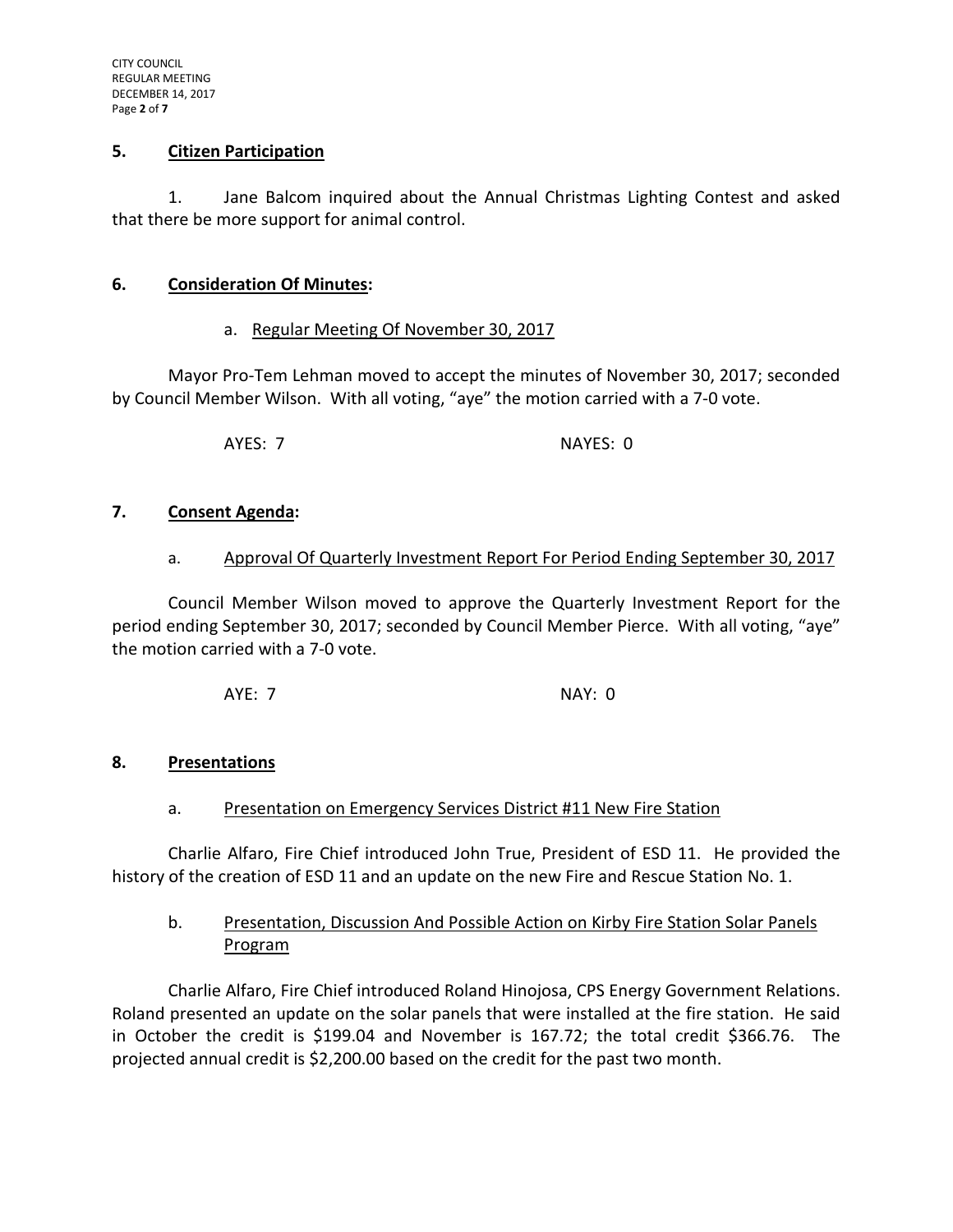## 5. Citizen Participation

1. Jane Balcom inquired about the Annual Christmas Lighting Contest and asked that there be more support for animal control.

## 6. Consideration Of Minutes:

a. Regular Meeting Of November 30, 2017

Mayor Pro-Tem Lehman moved to accept the minutes of November 30, 2017; seconded by Council Member Wilson. With all voting, "aye" the motion carried with a 7-0 vote.

AYES: 7 NAYES: 0

## 7. Consent Agenda:

a. Approval Of Quarterly Investment Report For Period Ending September 30, 2017

Council Member Wilson moved to approve the Quarterly Investment Report for the period ending September 30, 2017; seconded by Council Member Pierce. With all voting, "aye" the motion carried with a 7-0 vote.

AYE: 7 NAY: 0

## 8. Presentations

a. Presentation on Emergency Services District #11 New Fire Station

Charlie Alfaro, Fire Chief introduced John True, President of ESD 11. He provided the history of the creation of ESD 11 and an update on the new Fire and Rescue Station No. 1.

b. Presentation, Discussion And Possible Action on Kirby Fire Station Solar Panels Program

Charlie Alfaro, Fire Chief introduced Roland Hinojosa, CPS Energy Government Relations. Roland presented an update on the solar panels that were installed at the fire station. He said in October the credit is $199.04 and November is 167.72; the total credit $366.76. The projected annual credit is $2,200.00 based on the credit for the past two month.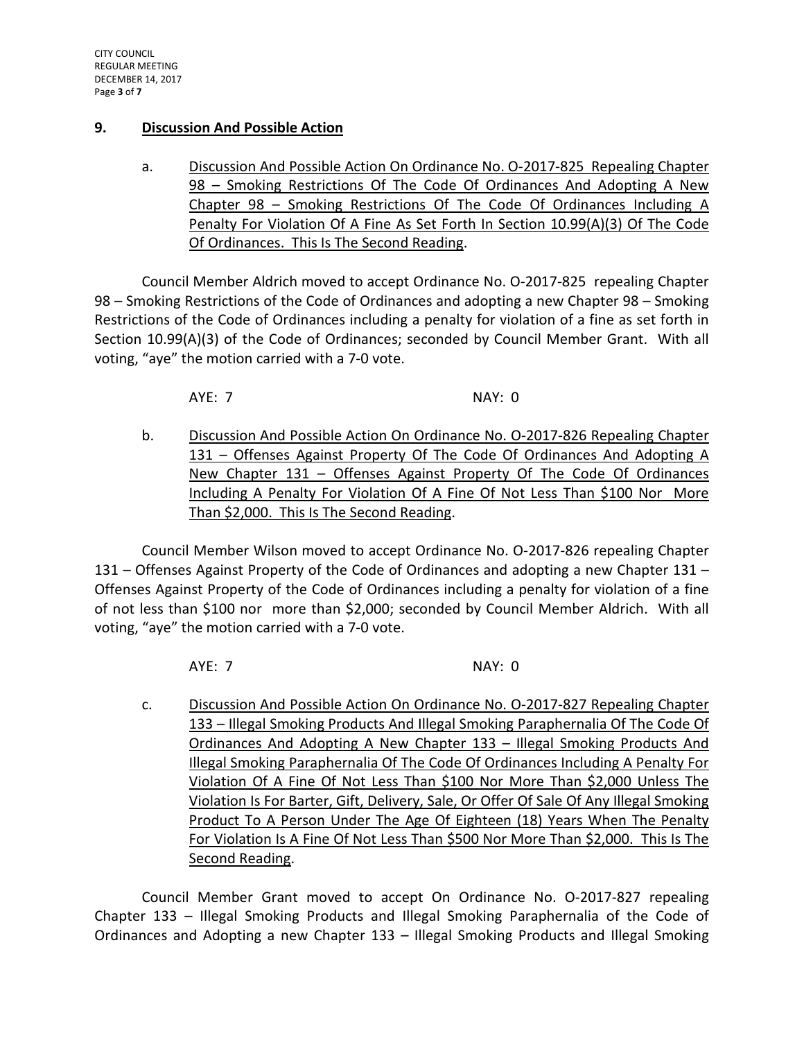## 9. Discussion And Possible Action

a. Discussion And Possible Action On Ordinance No. O-2017-825 Repealing Chapter 98 – Smoking Restrictions Of The Code Of Ordinances And Adopting A New Chapter 98 – Smoking Restrictions Of The Code Of Ordinances Including A Penalty For Violation Of A Fine As Set Forth In Section 10.99(A)(3) Of The Code Of Ordinances. This Is The Second Reading.

Council Member Aldrich moved to accept Ordinance No. O-2017-825 repealing Chapter 98 – Smoking Restrictions of the Code of Ordinances and adopting a new Chapter 98 – Smoking Restrictions of the Code of Ordinances including a penalty for violation of a fine as set forth in Section 10.99(A)(3) of the Code of Ordinances; seconded by Council Member Grant. With all voting, "aye" the motion carried with a 7-0 vote.

AYE: 7 NAY: 0

b. Discussion And Possible Action On Ordinance No. O-2017-826 Repealing Chapter 131 – Offenses Against Property Of The Code Of Ordinances And Adopting A New Chapter 131 – Offenses Against Property Of The Code Of Ordinances Including A Penalty For Violation Of A Fine Of Not Less Than $100 Nor More Than $2,000. This Is The Second Reading.

Council Member Wilson moved to accept Ordinance No. O-2017-826 repealing Chapter 131 – Offenses Against Property of the Code of Ordinances and adopting a new Chapter 131 – Offenses Against Property of the Code of Ordinances including a penalty for violation of a fine of not less than $100 nor more than $2,000; seconded by Council Member Aldrich. With all voting, "aye" the motion carried with a 7-0 vote.

AYE: 7 NAY: 0

c. Discussion And Possible Action On Ordinance No. O-2017-827 Repealing Chapter 133 – Illegal Smoking Products And Illegal Smoking Paraphernalia Of The Code Of Ordinances And Adopting A New Chapter 133 – Illegal Smoking Products And Illegal Smoking Paraphernalia Of The Code Of Ordinances Including A Penalty For Violation Of A Fine Of Not Less Than $100 Nor More Than $2,000 Unless The Violation Is For Barter, Gift, Delivery, Sale, Or Offer Of Sale Of Any Illegal Smoking Product To A Person Under The Age Of Eighteen (18) Years When The Penalty For Violation Is A Fine Of Not Less Than $500 Nor More Than $2,000. This Is The Second Reading.

Council Member Grant moved to accept On Ordinance No. O-2017-827 repealing Chapter 133 – Illegal Smoking Products and Illegal Smoking Paraphernalia of the Code of Ordinances and Adopting a new Chapter 133 – Illegal Smoking Products and Illegal Smoking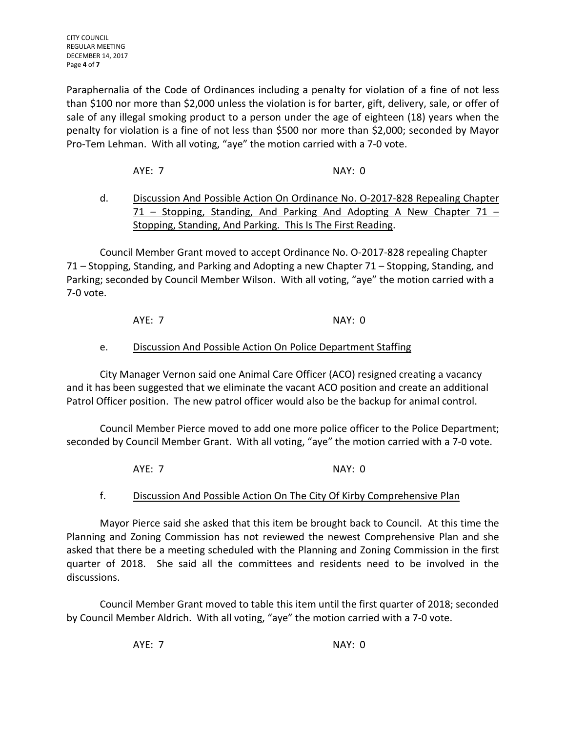Paraphernalia of the Code of Ordinances including a penalty for violation of a fine of not less than $100 nor more than $2,000 unless the violation is for barter, gift, delivery, sale, or offer of sale of any illegal smoking product to a person under the age of eighteen (18) years when the penalty for violation is a fine of not less than $500 nor more than $2,000; seconded by Mayor Pro-Tem Lehman. With all voting, "aye" the motion carried with a 7-0 vote.

AYE: 7 NAY: 0

d. <u>Discussion And Possible Action On Ordinance No. O-2017-828 Repealing Chapter 71 – Stopping, Standing, And Parking And Adopting A New Chapter 71 – Stopping, Standing, And Parking. This Is The First Reading</u>.

Council Member Grant moved to accept Ordinance No. O-2017-828 repealing Chapter 71 – Stopping, Standing, and Parking and Adopting a new Chapter 71 – Stopping, Standing, and Parking; seconded by Council Member Wilson. With all voting, "aye" the motion carried with a 7-0 vote.

AYE: 7 NAY: 0

e. <u>Discussion And Possible Action On Police Department Staffing</u>

City Manager Vernon said one Animal Care Officer (ACO) resigned creating a vacancy and it has been suggested that we eliminate the vacant ACO position and create an additional Patrol Officer position. The new patrol officer would also be the backup for animal control.

Council Member Pierce moved to add one more police officer to the Police Department; seconded by Council Member Grant. With all voting, "aye" the motion carried with a 7-0 vote.

AYE: 7 NAY: 0

f. <u>Discussion And Possible Action On The City Of Kirby Comprehensive Plan</u>

Mayor Pierce said she asked that this item be brought back to Council. At this time the Planning and Zoning Commission has not reviewed the newest Comprehensive Plan and she asked that there be a meeting scheduled with the Planning and Zoning Commission in the first quarter of 2018. She said all the committees and residents need to be involved in the discussions.

Council Member Grant moved to table this item until the first quarter of 2018; seconded by Council Member Aldrich. With all voting, "aye" the motion carried with a 7-0 vote.

AYE: 7 NAY: 0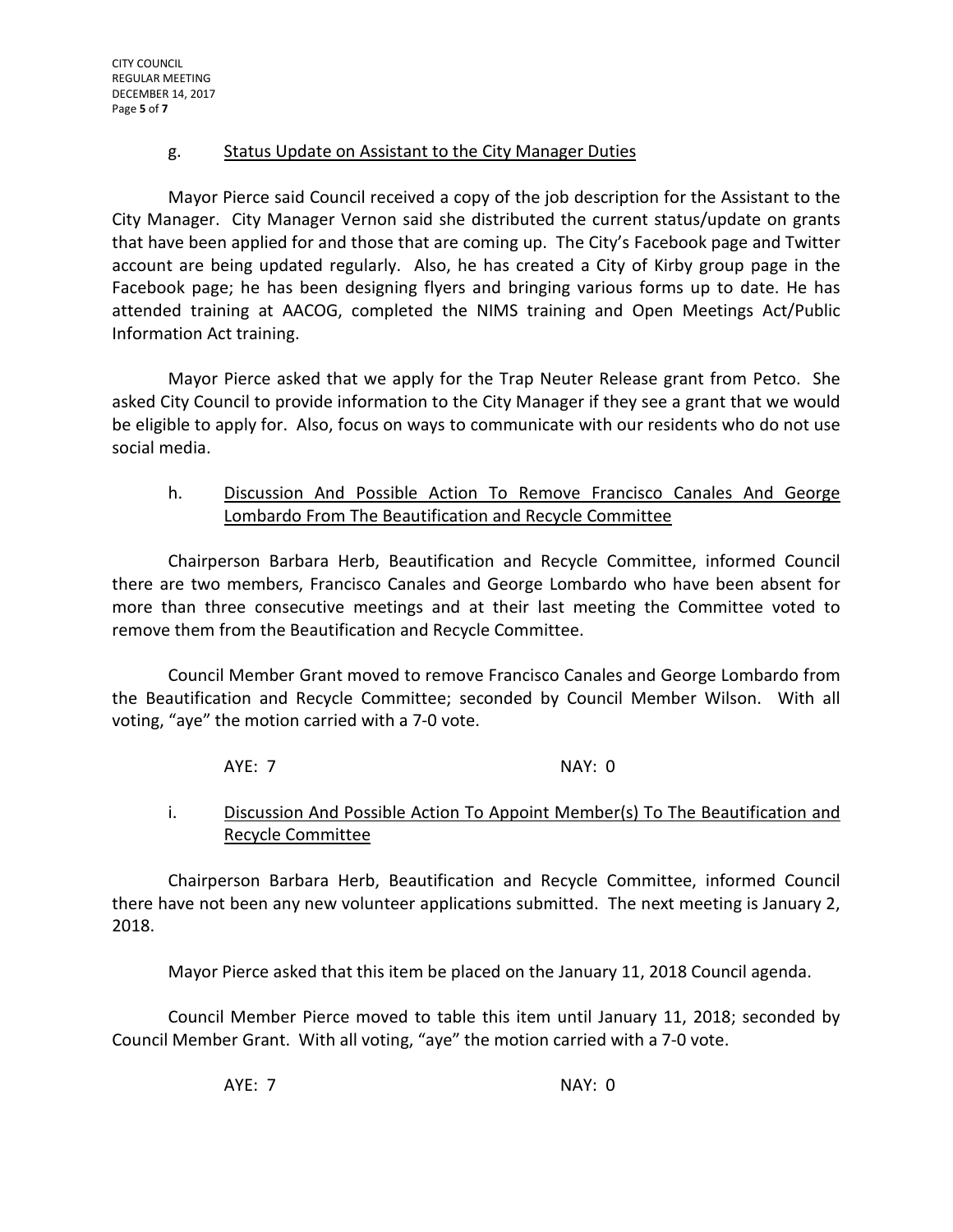g. Status Update on Assistant to the City Manager Duties

Mayor Pierce said Council received a copy of the job description for the Assistant to the City Manager. City Manager Vernon said she distributed the current status/update on grants that have been applied for and those that are coming up. The City's Facebook page and Twitter account are being updated regularly. Also, he has created a City of Kirby group page in the Facebook page; he has been designing flyers and bringing various forms up to date. He has attended training at AACOG, completed the NIMS training and Open Meetings Act/Public Information Act training.

Mayor Pierce asked that we apply for the Trap Neuter Release grant from Petco. She asked City Council to provide information to the City Manager if they see a grant that we would be eligible to apply for. Also, focus on ways to communicate with our residents who do not use social media.

h. Discussion And Possible Action To Remove Francisco Canales And George Lombardo From The Beautification and Recycle Committee

Chairperson Barbara Herb, Beautification and Recycle Committee, informed Council there are two members, Francisco Canales and George Lombardo who have been absent for more than three consecutive meetings and at their last meeting the Committee voted to remove them from the Beautification and Recycle Committee.

Council Member Grant moved to remove Francisco Canales and George Lombardo from the Beautification and Recycle Committee; seconded by Council Member Wilson. With all voting, "aye" the motion carried with a 7-0 vote.

AYE: 7 NAY: 0

i. Discussion And Possible Action To Appoint Member(s) To The Beautification and Recycle Committee

Chairperson Barbara Herb, Beautification and Recycle Committee, informed Council there have not been any new volunteer applications submitted. The next meeting is January 2, 2018.

Mayor Pierce asked that this item be placed on the January 11, 2018 Council agenda.

Council Member Pierce moved to table this item until January 11, 2018; seconded by Council Member Grant. With all voting, "aye" the motion carried with a 7-0 vote.

AYE: 7 NAY: 0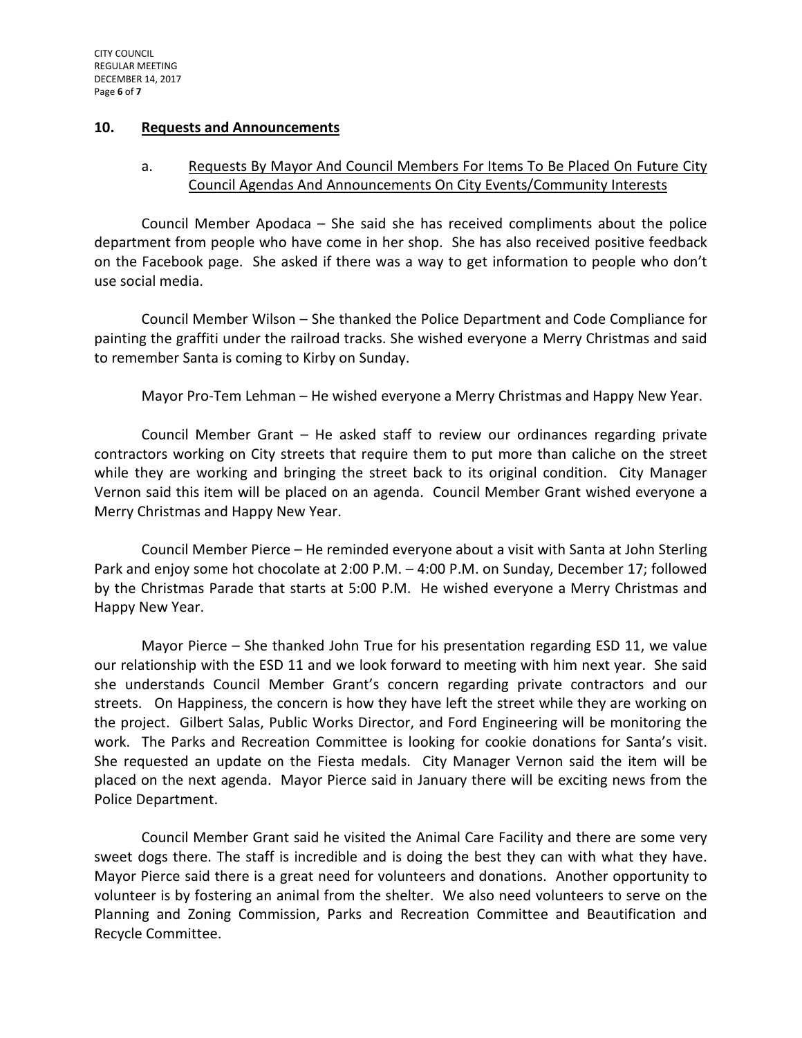## 10. Requests and Announcements

### a. Requests By Mayor And Council Members For Items To Be Placed On Future City Council Agendas And Announcements On City Events/Community Interests

Council Member Apodaca – She said she has received compliments about the police department from people who have come in her shop. She has also received positive feedback on the Facebook page. She asked if there was a way to get information to people who don't use social media.

Council Member Wilson – She thanked the Police Department and Code Compliance for painting the graffiti under the railroad tracks. She wished everyone a Merry Christmas and said to remember Santa is coming to Kirby on Sunday.

Mayor Pro-Tem Lehman – He wished everyone a Merry Christmas and Happy New Year.

Council Member Grant – He asked staff to review our ordinances regarding private contractors working on City streets that require them to put more than caliche on the street while they are working and bringing the street back to its original condition. City Manager Vernon said this item will be placed on an agenda. Council Member Grant wished everyone a Merry Christmas and Happy New Year.

Council Member Pierce – He reminded everyone about a visit with Santa at John Sterling Park and enjoy some hot chocolate at 2:00 P.M. – 4:00 P.M. on Sunday, December 17; followed by the Christmas Parade that starts at 5:00 P.M. He wished everyone a Merry Christmas and Happy New Year.

Mayor Pierce – She thanked John True for his presentation regarding ESD 11, we value our relationship with the ESD 11 and we look forward to meeting with him next year. She said she understands Council Member Grant's concern regarding private contractors and our streets. On Happiness, the concern is how they have left the street while they are working on the project. Gilbert Salas, Public Works Director, and Ford Engineering will be monitoring the work. The Parks and Recreation Committee is looking for cookie donations for Santa's visit. She requested an update on the Fiesta medals. City Manager Vernon said the item will be placed on the next agenda. Mayor Pierce said in January there will be exciting news from the Police Department.

Council Member Grant said he visited the Animal Care Facility and there are some very sweet dogs there. The staff is incredible and is doing the best they can with what they have. Mayor Pierce said there is a great need for volunteers and donations. Another opportunity to volunteer is by fostering an animal from the shelter. We also need volunteers to serve on the Planning and Zoning Commission, Parks and Recreation Committee and Beautification and Recycle Committee.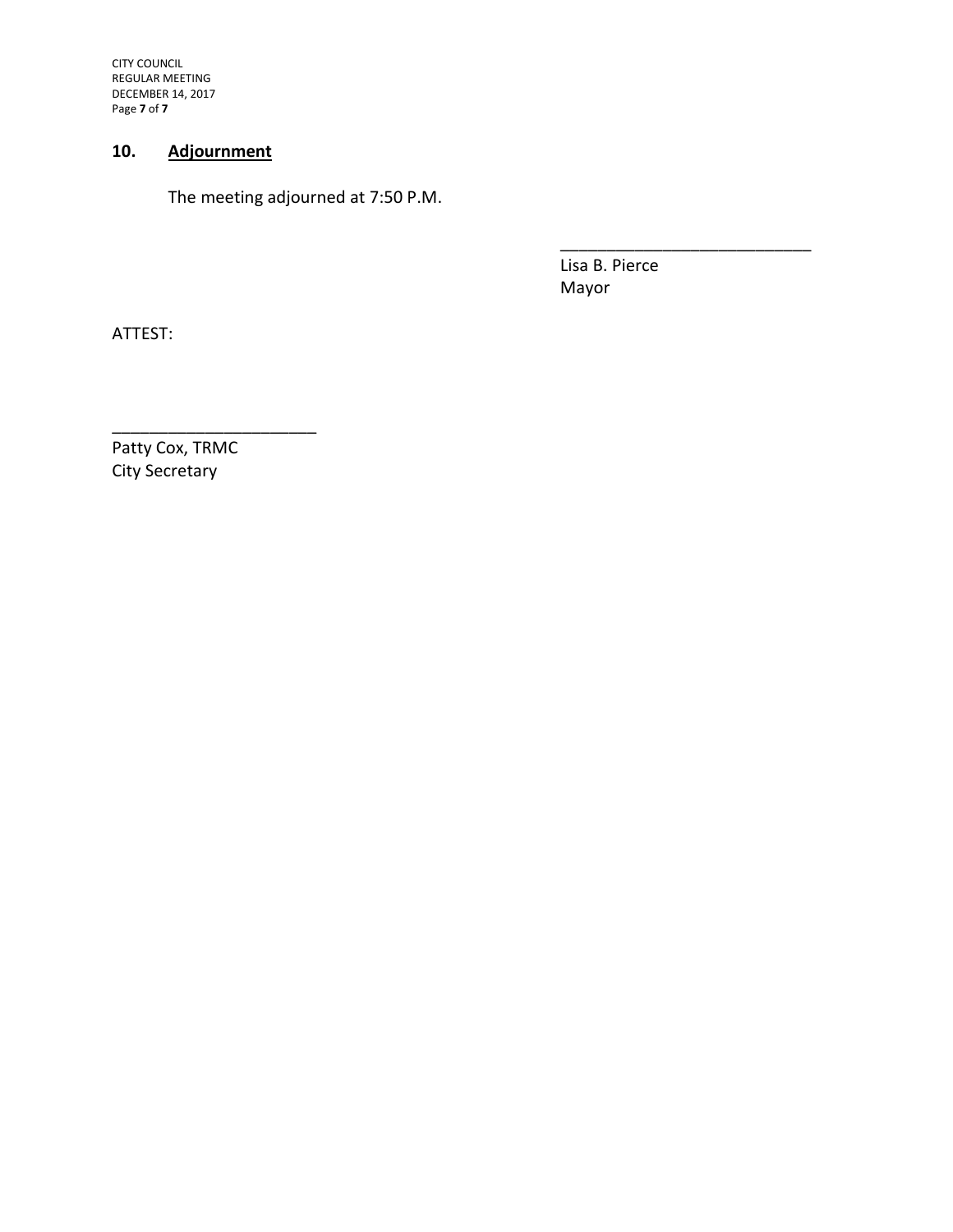## 10. Adjournment

The meeting adjourned at 7:50 P.M.

___________________________
Lisa B. Pierce
Mayor

ATTEST:

______________________
Patty Cox, TRMC
City Secretary